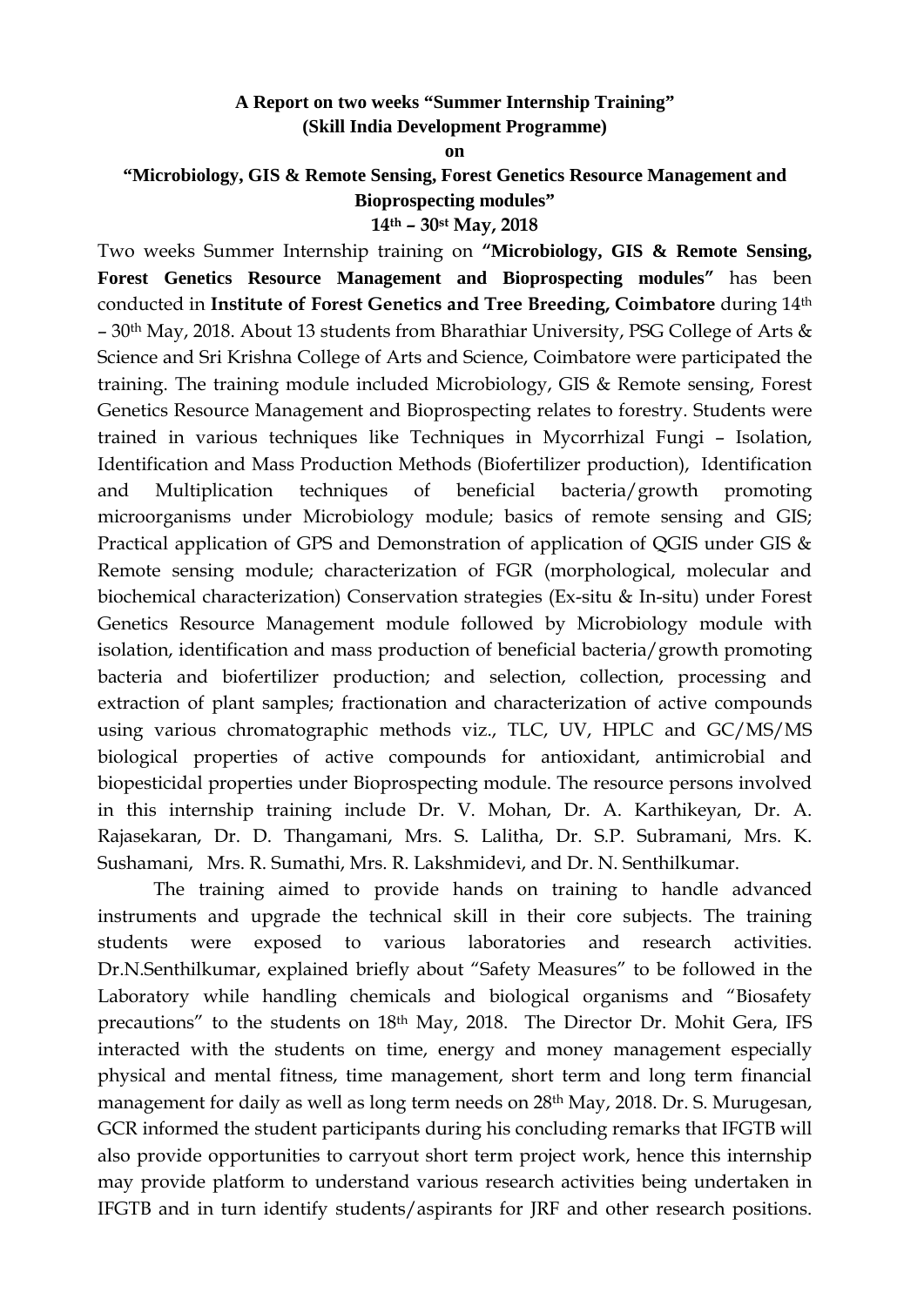**A Report on two weeks "Summer Internship Training"**
**(Skill India Development Programme)**
**on**
**"Microbiology, GIS & Remote Sensing, Forest Genetics Resource Management and Bioprospecting modules"**
**14th – 30st May, 2018**

Two weeks Summer Internship training on **"Microbiology, GIS & Remote Sensing, Forest Genetics Resource Management and Bioprospecting modules"** has been conducted in **Institute of Forest Genetics and Tree Breeding, Coimbatore** during 14th – 30th May, 2018. About 13 students from Bharathiar University, PSG College of Arts & Science and Sri Krishna College of Arts and Science, Coimbatore were participated the training. The training module included Microbiology, GIS & Remote sensing, Forest Genetics Resource Management and Bioprospecting relates to forestry. Students were trained in various techniques like Techniques in Mycorrhizal Fungi – Isolation, Identification and Mass Production Methods (Biofertilizer production), Identification and Multiplication techniques of beneficial bacteria/growth promoting microorganisms under Microbiology module; basics of remote sensing and GIS; Practical application of GPS and Demonstration of application of QGIS under GIS & Remote sensing module; characterization of FGR (morphological, molecular and biochemical characterization) Conservation strategies (Ex-situ & In-situ) under Forest Genetics Resource Management module followed by Microbiology module with isolation, identification and mass production of beneficial bacteria/growth promoting bacteria and biofertilizer production; and selection, collection, processing and extraction of plant samples; fractionation and characterization of active compounds using various chromatographic methods viz., TLC, UV, HPLC and GC/MS/MS biological properties of active compounds for antioxidant, antimicrobial and biopesticidal properties under Bioprospecting module. The resource persons involved in this internship training include Dr. V. Mohan, Dr. A. Karthikeyan, Dr. A. Rajasekaran, Dr. D. Thangamani, Mrs. S. Lalitha, Dr. S.P. Subramani, Mrs. K. Sushamani, Mrs. R. Sumathi, Mrs. R. Lakshmidevi, and Dr. N. Senthilkumar.

The training aimed to provide hands on training to handle advanced instruments and upgrade the technical skill in their core subjects. The training students were exposed to various laboratories and research activities. Dr.N.Senthilkumar, explained briefly about "Safety Measures" to be followed in the Laboratory while handling chemicals and biological organisms and "Biosafety precautions" to the students on 18th May, 2018. The Director Dr. Mohit Gera, IFS interacted with the students on time, energy and money management especially physical and mental fitness, time management, short term and long term financial management for daily as well as long term needs on 28th May, 2018. Dr. S. Murugesan, GCR informed the student participants during his concluding remarks that IFGTB will also provide opportunities to carryout short term project work, hence this internship may provide platform to understand various research activities being undertaken in IFGTB and in turn identify students/aspirants for JRF and other research positions.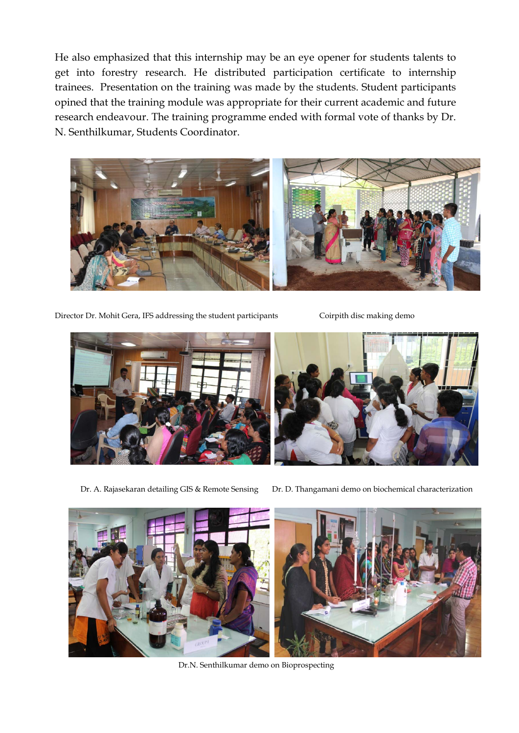He also emphasized that this internship may be an eye opener for students talents to get into forestry research. He distributed participation certificate to internship trainees. Presentation on the training was made by the students. Student participants opined that the training module was appropriate for their current academic and future research endeavour. The training programme ended with formal vote of thanks by Dr. N. Senthilkumar, Students Coordinator.

Director Dr. Mohit Gera, IFS addressing the student participants

Coirpith disc making demo

Dr. A. Rajasekaran detailing GIS & Remote Sensing

Dr. D. Thangamani demo on biochemical characterization

Dr.N. Senthilkumar demo on Bioprospecting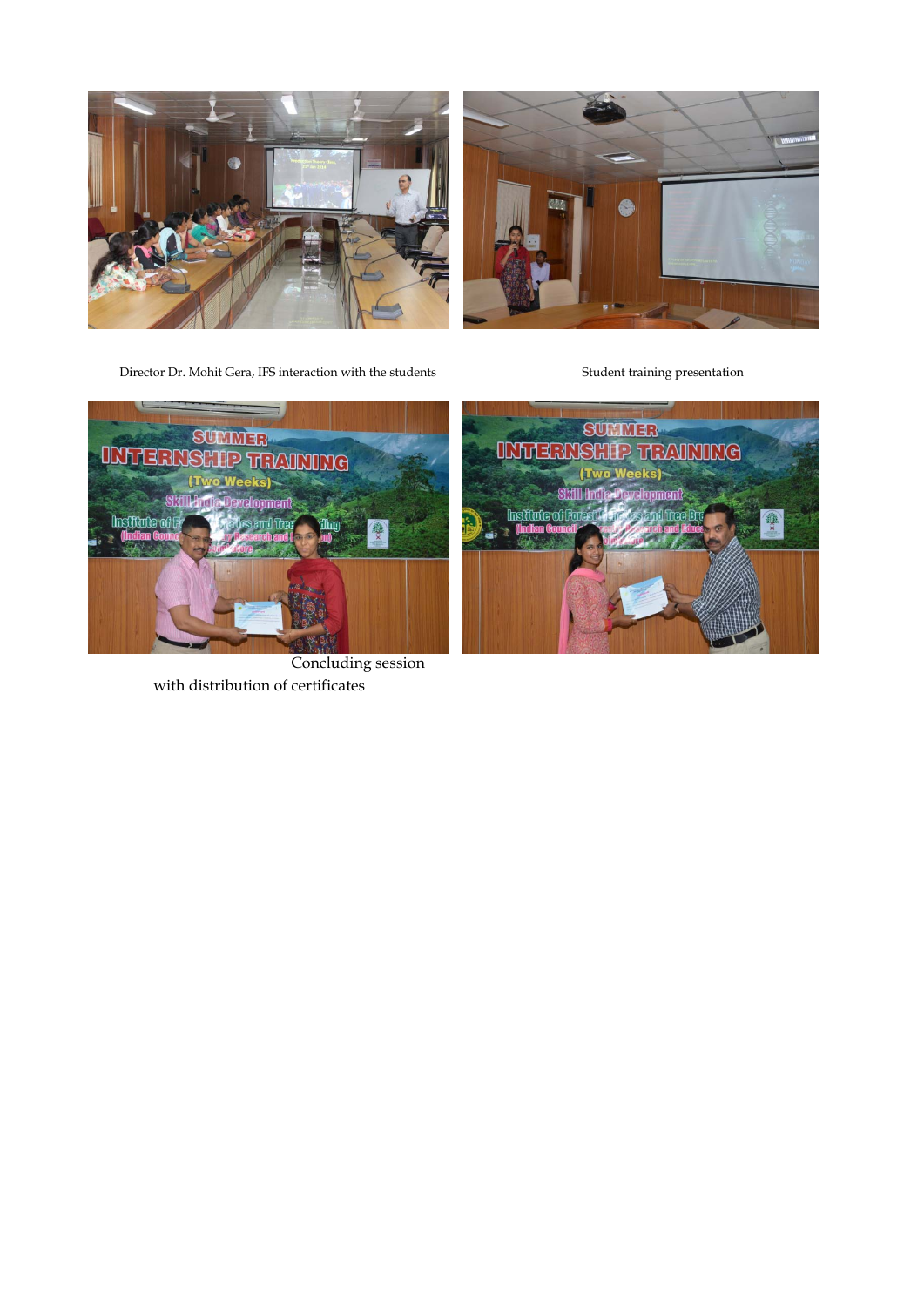Director Dr. Mohit Gera, IFS interaction with the students

Student training presentation

Concluding session with distribution of certificates